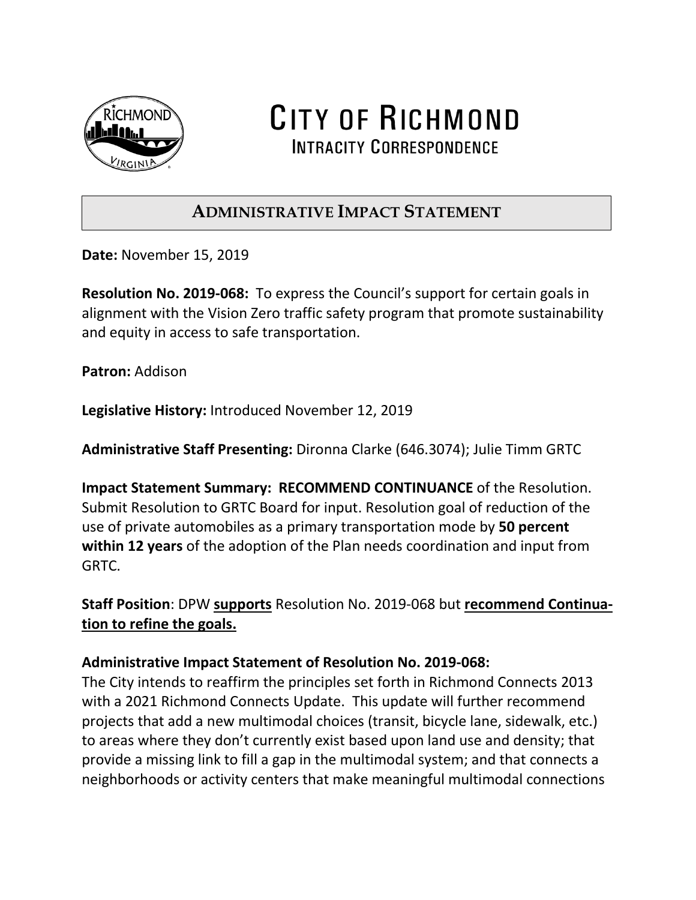# CITY OF RICHMOND

## INTRACITY CORRESPONDENCE

## ADMINISTRATIVE IMPACT STATEMENT

**Date:** November 15, 2019

**Resolution No. 2019-068:** To express the Council's support for certain goals in alignment with the Vision Zero traffic safety program that promote sustainability and equity in access to safe transportation.

**Patron:** Addison

**Legislative History:** Introduced November 12, 2019

**Administrative Staff Presenting:** Dironna Clarke (646.3074); Julie Timm GRTC

**Impact Statement Summary: RECOMMEND CONTINUANCE** of the Resolution. Submit Resolution to GRTC Board for input. Resolution goal of reduction of the use of private automobiles as a primary transportation mode by **50 percent within 12 years** of the adoption of the Plan needs coordination and input from GRTC.

**Staff Position**: DPW **supports** Resolution No. 2019-068 but **recommend Continuation to refine the goals.**

**Administrative Impact Statement of Resolution No. 2019-068:**

The City intends to reaffirm the principles set forth in Richmond Connects 2013 with a 2021 Richmond Connects Update. This update will further recommend projects that add a new multimodal choices (transit, bicycle lane, sidewalk, etc.) to areas where they don't currently exist based upon land use and density; that provide a missing link to fill a gap in the multimodal system; and that connects a neighborhoods or activity centers that make meaningful multimodal connections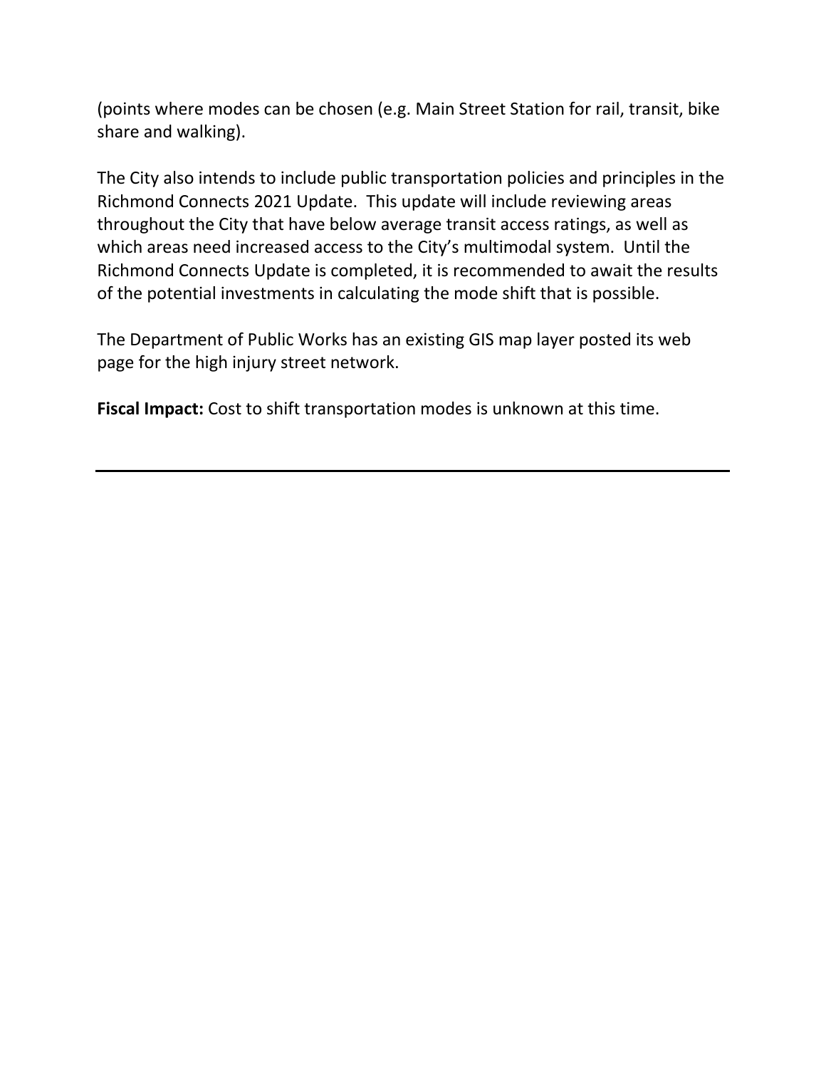(points where modes can be chosen (e.g. Main Street Station for rail, transit, bike share and walking).

The City also intends to include public transportation policies and principles in the Richmond Connects 2021 Update. This update will include reviewing areas throughout the City that have below average transit access ratings, as well as which areas need increased access to the City's multimodal system. Until the Richmond Connects Update is completed, it is recommended to await the results of the potential investments in calculating the mode shift that is possible.

The Department of Public Works has an existing GIS map layer posted its web page for the high injury street network.

**Fiscal Impact:** Cost to shift transportation modes is unknown at this time.

---